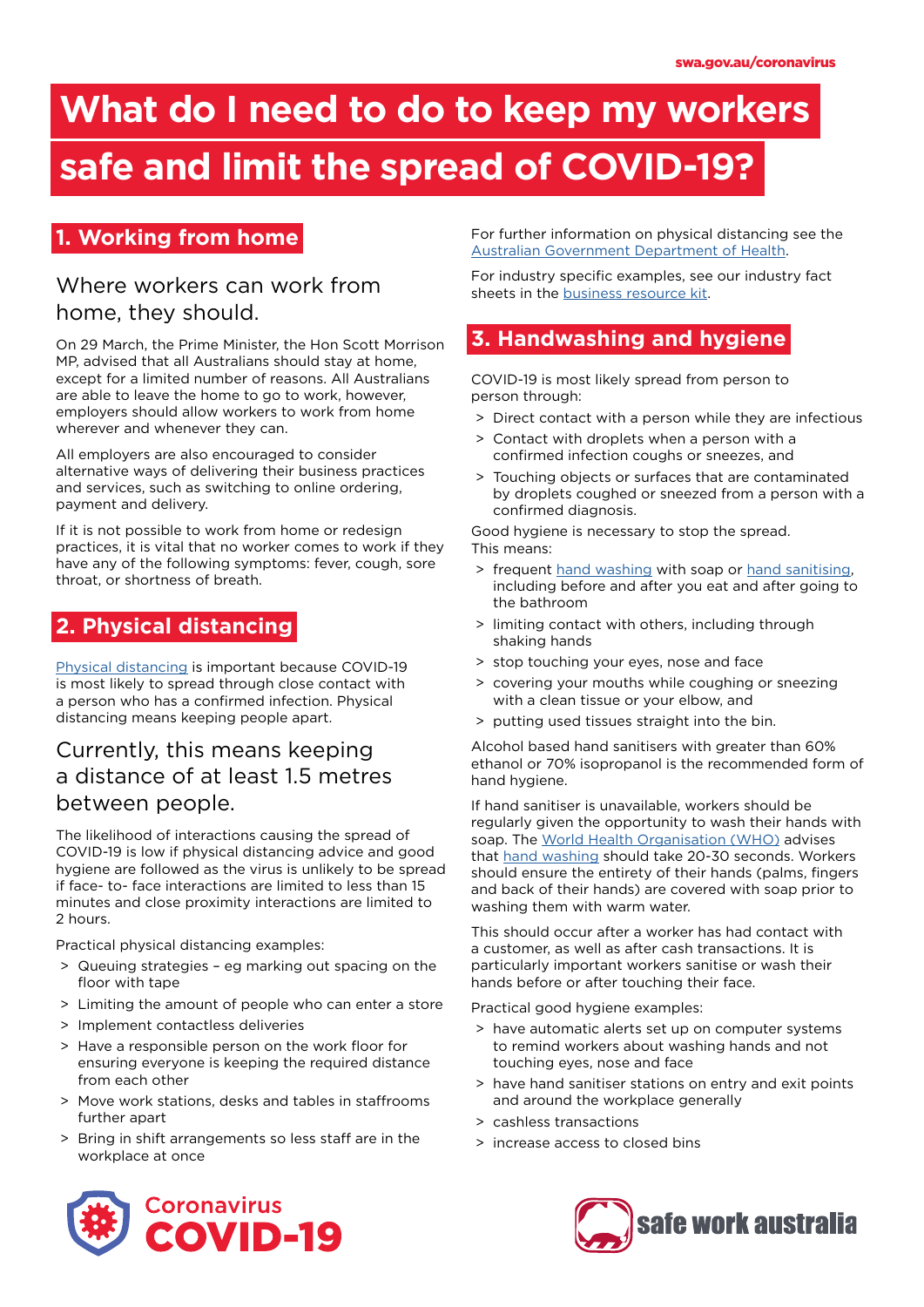swa.gov.au/coronavirus

# What do I need to do to keep my workers safe and limit the spread of COVID-19?

## 1. Working from home

### Where workers can work from home, they should.

On 29 March, the Prime Minister, the Hon Scott Morrison MP, advised that all Australians should stay at home, except for a limited number of reasons. All Australians are able to leave the home to go to work, however, employers should allow workers to work from home wherever and whenever they can.

All employers are also encouraged to consider alternative ways of delivering their business practices and services, such as switching to online ordering, payment and delivery.

If it is not possible to work from home or redesign practices, it is vital that no worker comes to work if they have any of the following symptoms: fever, cough, sore throat, or shortness of breath.

## 2. Physical distancing

Physical distancing is important because COVID-19 is most likely to spread through close contact with a person who has a confirmed infection. Physical distancing means keeping people apart.

### Currently, this means keeping a distance of at least 1.5 metres between people.

The likelihood of interactions causing the spread of COVID-19 is low if physical distancing advice and good hygiene are followed as the virus is unlikely to be spread if face- to- face interactions are limited to less than 15 minutes and close proximity interactions are limited to 2 hours.

Practical physical distancing examples:

- Queuing strategies – eg marking out spacing on the floor with tape
- Limiting the amount of people who can enter a store
- Implement contactless deliveries
- Have a responsible person on the work floor for ensuring everyone is keeping the required distance from each other
- Move work stations, desks and tables in staffrooms further apart
- Bring in shift arrangements so less staff are in the workplace at once

For further information on physical distancing see the Australian Government Department of Health.

For industry specific examples, see our industry fact sheets in the business resource kit.

## 3. Handwashing and hygiene

COVID-19 is most likely spread from person to person through:

- Direct contact with a person while they are infectious
- Contact with droplets when a person with a confirmed infection coughs or sneezes, and
- Touching objects or surfaces that are contaminated by droplets coughed or sneezed from a person with a confirmed diagnosis.

Good hygiene is necessary to stop the spread. This means:

- frequent hand washing with soap or hand sanitising, including before and after you eat and after going to the bathroom
- limiting contact with others, including through shaking hands
- stop touching your eyes, nose and face
- covering your mouths while coughing or sneezing with a clean tissue or your elbow, and
- putting used tissues straight into the bin.

Alcohol based hand sanitisers with greater than 60% ethanol or 70% isopropanol is the recommended form of hand hygiene.

If hand sanitiser is unavailable, workers should be regularly given the opportunity to wash their hands with soap. The World Health Organisation (WHO) advises that hand washing should take 20-30 seconds. Workers should ensure the entirety of their hands (palms, fingers and back of their hands) are covered with soap prior to washing them with warm water.

This should occur after a worker has had contact with a customer, as well as after cash transactions. It is particularly important workers sanitise or wash their hands before or after touching their face.

Practical good hygiene examples:

- have automatic alerts set up on computer systems to remind workers about washing hands and not touching eyes, nose and face
- have hand sanitiser stations on entry and exit points and around the workplace generally
- cashless transactions
- increase access to closed bins

Coronavirus COVID-19

safe work australia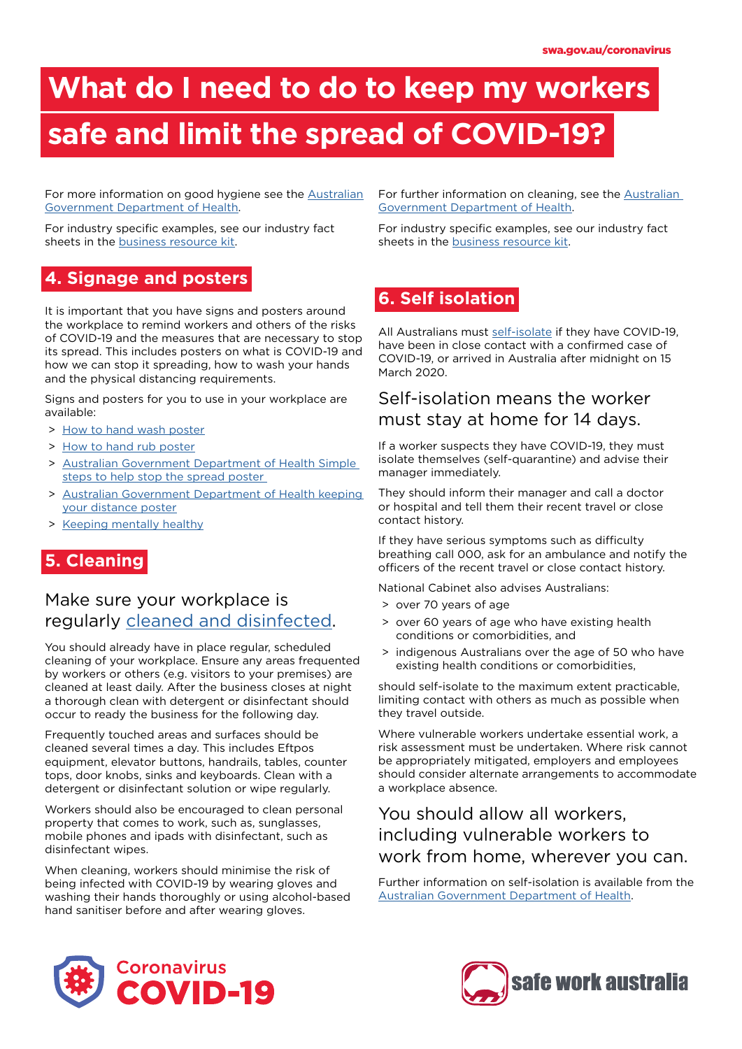# What do I need to do to keep my workers safe and limit the spread of COVID-19?

For more information on good hygiene see the Australian Government Department of Health.

For industry specific examples, see our industry fact sheets in the business resource kit.

## 4. Signage and posters

It is important that you have signs and posters around the workplace to remind workers and others of the risks of COVID-19 and the measures that are necessary to stop its spread. This includes posters on what is COVID-19 and how we can stop it spreading, how to wash your hands and the physical distancing requirements.

Signs and posters for you to use in your workplace are available:

- How to hand wash poster
- How to hand rub poster
- Australian Government Department of Health Simple steps to help stop the spread poster
- Australian Government Department of Health keeping your distance poster
- Keeping mentally healthy

## 5. Cleaning

### Make sure your workplace is regularly cleaned and disinfected.

You should already have in place regular, scheduled cleaning of your workplace. Ensure any areas frequented by workers or others (e.g. visitors to your premises) are cleaned at least daily. After the business closes at night a thorough clean with detergent or disinfectant should occur to ready the business for the following day.

Frequently touched areas and surfaces should be cleaned several times a day. This includes Eftpos equipment, elevator buttons, handrails, tables, counter tops, door knobs, sinks and keyboards. Clean with a detergent or disinfectant solution or wipe regularly.

Workers should also be encouraged to clean personal property that comes to work, such as, sunglasses, mobile phones and ipads with disinfectant, such as disinfectant wipes.

When cleaning, workers should minimise the risk of being infected with COVID-19 by wearing gloves and washing their hands thoroughly or using alcohol-based hand sanitiser before and after wearing gloves.

For further information on cleaning, see the Australian Government Department of Health.

For industry specific examples, see our industry fact sheets in the business resource kit.

## 6. Self isolation

All Australians must self-isolate if they have COVID-19, have been in close contact with a confirmed case of COVID-19, or arrived in Australia after midnight on 15 March 2020.

### Self-isolation means the worker must stay at home for 14 days.

If a worker suspects they have COVID-19, they must isolate themselves (self-quarantine) and advise their manager immediately.

They should inform their manager and call a doctor or hospital and tell them their recent travel or close contact history.

If they have serious symptoms such as difficulty breathing call 000, ask for an ambulance and notify the officers of the recent travel or close contact history.

National Cabinet also advises Australians:

- over 70 years of age
- over 60 years of age who have existing health conditions or comorbidities, and
- indigenous Australians over the age of 50 who have existing health conditions or comorbidities,

should self-isolate to the maximum extent practicable, limiting contact with others as much as possible when they travel outside.

Where vulnerable workers undertake essential work, a risk assessment must be undertaken. Where risk cannot be appropriately mitigated, employers and employees should consider alternate arrangements to accommodate a workplace absence.

### You should allow all workers, including vulnerable workers to work from home, wherever you can.

Further information on self-isolation is available from the Australian Government Department of Health.